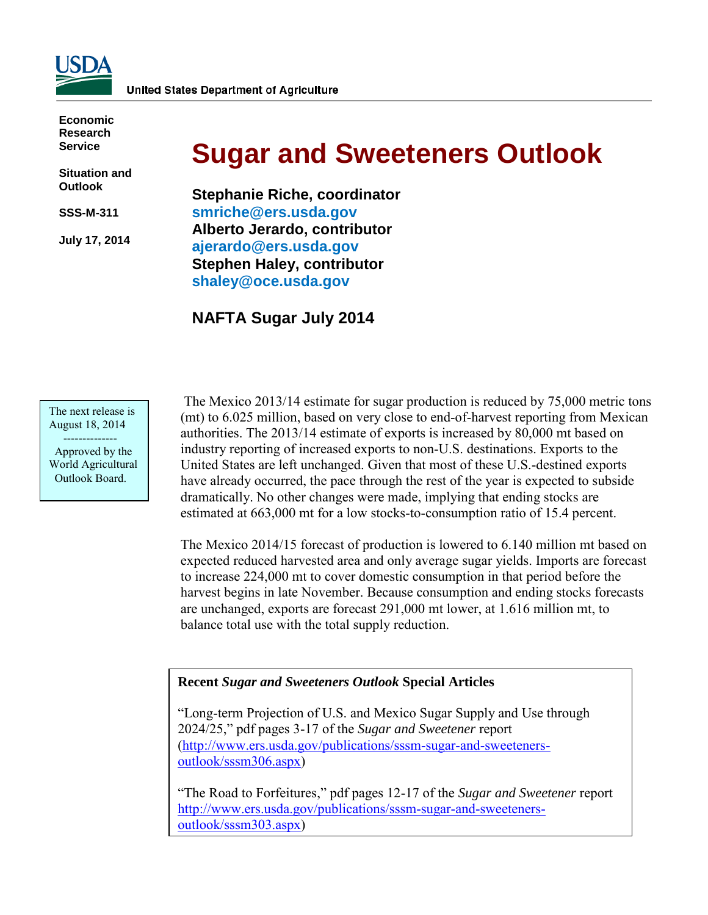United States Department of Agriculture

**Economic Research Service**

**Situation and Outlook**

**SSS-M-311**

**July 17, 2014**

# Sugar and Sweeteners Outlook

**Stephanie Riche, coordinator**
**smriche@ers.usda.gov**
**Alberto Jerardo, contributor**
**ajerardo@ers.usda.gov**
**Stephen Haley, contributor**
**shaley@oce.usda.gov**

## NAFTA Sugar July 2014

The next release is August 18, 2014
--------------
Approved by the World Agricultural Outlook Board.

The Mexico 2013/14 estimate for sugar production is reduced by 75,000 metric tons (mt) to 6.025 million, based on very close to end-of-harvest reporting from Mexican authorities. The 2013/14 estimate of exports is increased by 80,000 mt based on industry reporting of increased exports to non-U.S. destinations. Exports to the United States are left unchanged. Given that most of these U.S.-destined exports have already occurred, the pace through the rest of the year is expected to subside dramatically. No other changes were made, implying that ending stocks are estimated at 663,000 mt for a low stocks-to-consumption ratio of 15.4 percent.

The Mexico 2014/15 forecast of production is lowered to 6.140 million mt based on expected reduced harvested area and only average sugar yields. Imports are forecast to increase 224,000 mt to cover domestic consumption in that period before the harvest begins in late November. Because consumption and ending stocks forecasts are unchanged, exports are forecast 291,000 mt lower, at 1.616 million mt, to balance total use with the total supply reduction.

**Recent *Sugar and Sweeteners Outlook* Special Articles**

"Long-term Projection of U.S. and Mexico Sugar Supply and Use through 2024/25," pdf pages 3-17 of the *Sugar and Sweetener* report (http://www.ers.usda.gov/publications/sssm-sugar-and-sweeteners-outlook/sssm306.aspx)

"The Road to Forfeitures," pdf pages 12-17 of the *Sugar and Sweetener* report http://www.ers.usda.gov/publications/sssm-sugar-and-sweeteners-outlook/sssm303.aspx)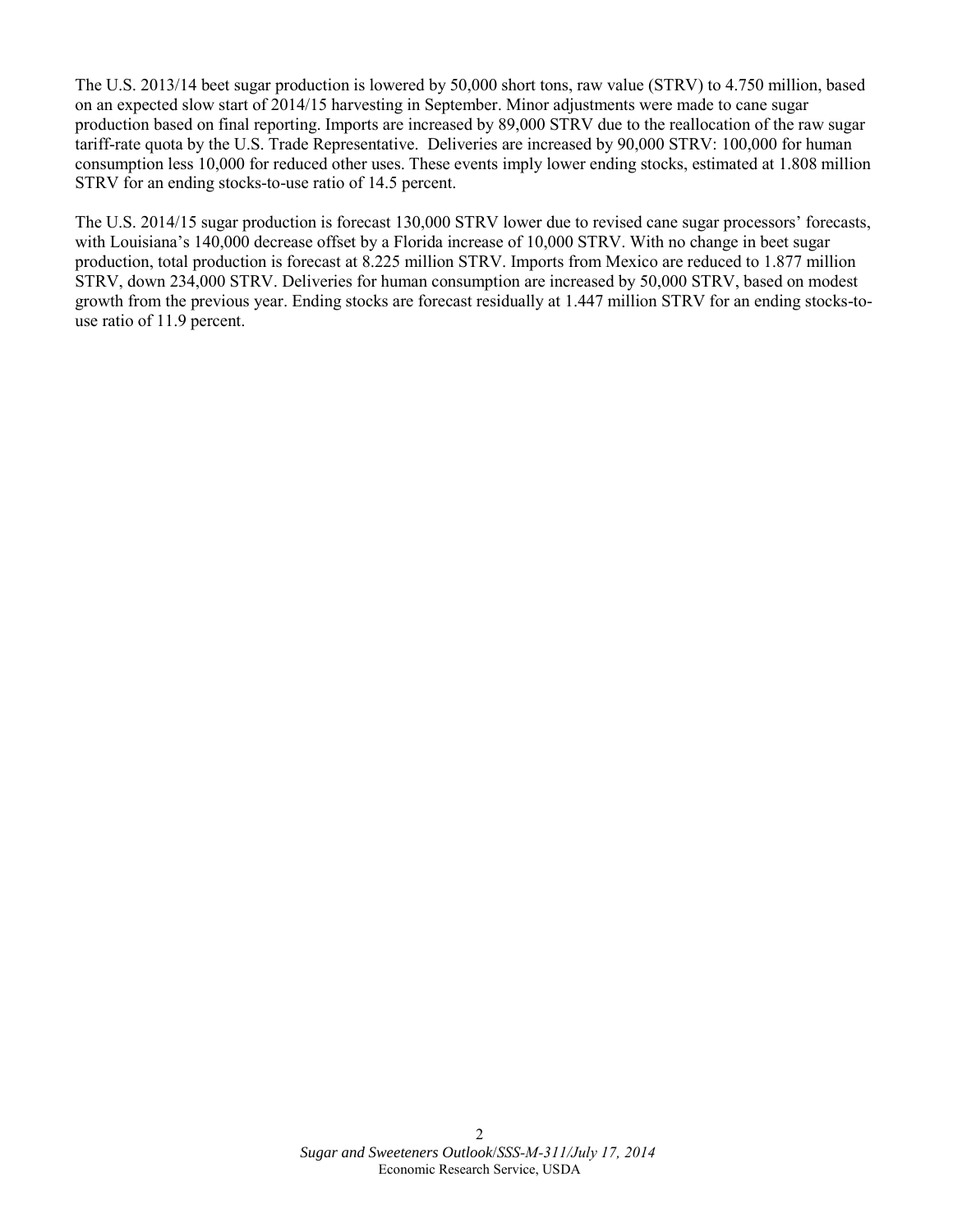The U.S. 2013/14 beet sugar production is lowered by 50,000 short tons, raw value (STRV) to 4.750 million, based on an expected slow start of 2014/15 harvesting in September. Minor adjustments were made to cane sugar production based on final reporting. Imports are increased by 89,000 STRV due to the reallocation of the raw sugar tariff-rate quota by the U.S. Trade Representative. Deliveries are increased by 90,000 STRV: 100,000 for human consumption less 10,000 for reduced other uses. These events imply lower ending stocks, estimated at 1.808 million STRV for an ending stocks-to-use ratio of 14.5 percent.

The U.S. 2014/15 sugar production is forecast 130,000 STRV lower due to revised cane sugar processors' forecasts, with Louisiana's 140,000 decrease offset by a Florida increase of 10,000 STRV. With no change in beet sugar production, total production is forecast at 8.225 million STRV. Imports from Mexico are reduced to 1.877 million STRV, down 234,000 STRV. Deliveries for human consumption are increased by 50,000 STRV, based on modest growth from the previous year. Ending stocks are forecast residually at 1.447 million STRV for an ending stocks-to-use ratio of 11.9 percent.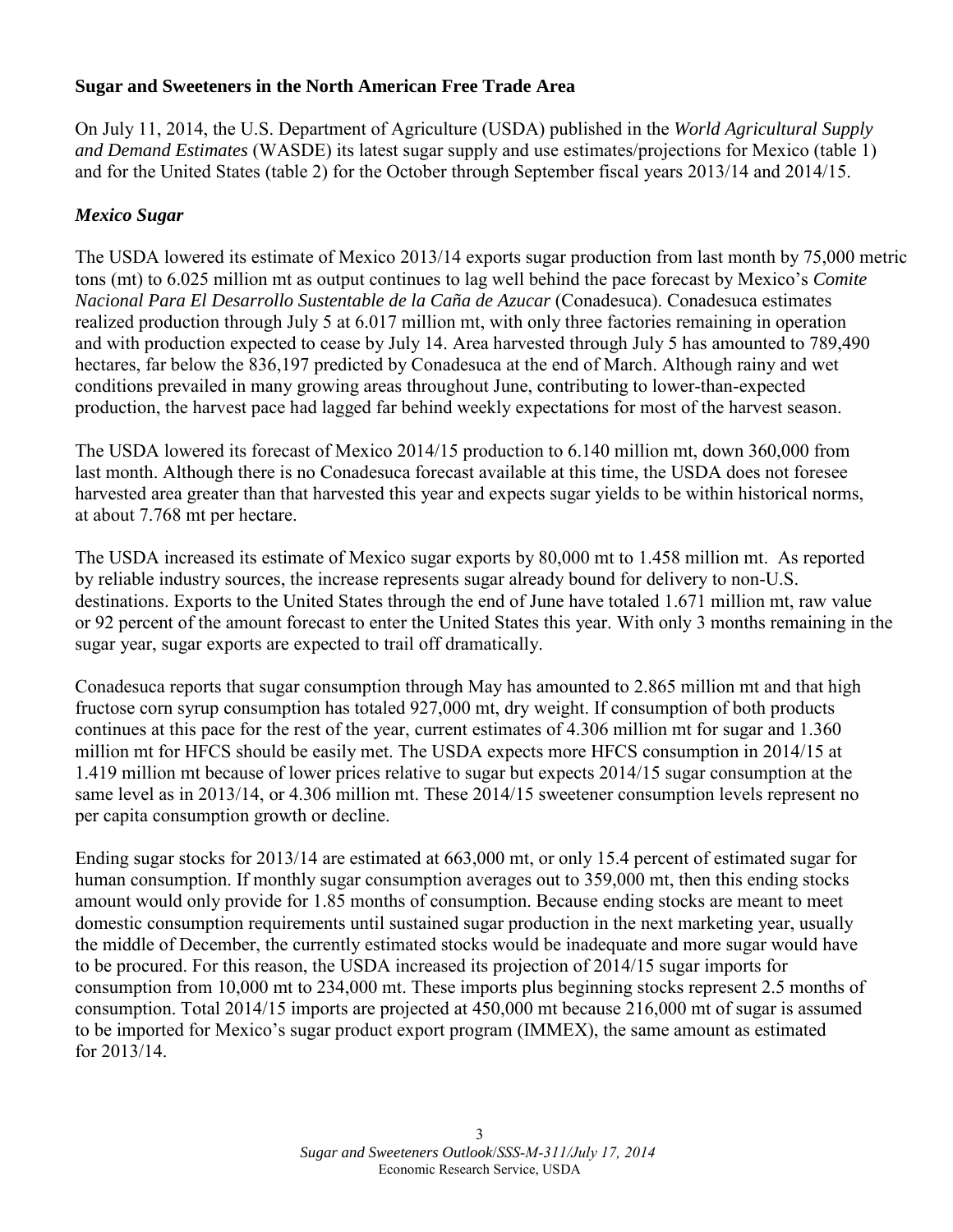**Sugar and Sweeteners in the North American Free Trade Area**

On July 11, 2014, the U.S. Department of Agriculture (USDA) published in the *World Agricultural Supply and Demand Estimates* (WASDE) its latest sugar supply and use estimates/projections for Mexico (table 1) and for the United States (table 2) for the October through September fiscal years 2013/14 and 2014/15.

### *Mexico Sugar*

The USDA lowered its estimate of Mexico 2013/14 exports sugar production from last month by 75,000 metric tons (mt) to 6.025 million mt as output continues to lag well behind the pace forecast by Mexico's *Comite Nacional Para El Desarrollo Sustentable de la Caña de Azucar* (Conadesuca). Conadesuca estimates realized production through July 5 at 6.017 million mt, with only three factories remaining in operation and with production expected to cease by July 14. Area harvested through July 5 has amounted to 789,490 hectares, far below the 836,197 predicted by Conadesuca at the end of March. Although rainy and wet conditions prevailed in many growing areas throughout June, contributing to lower-than-expected production, the harvest pace had lagged far behind weekly expectations for most of the harvest season.

The USDA lowered its forecast of Mexico 2014/15 production to 6.140 million mt, down 360,000 from last month. Although there is no Conadesuca forecast available at this time, the USDA does not foresee harvested area greater than that harvested this year and expects sugar yields to be within historical norms, at about 7.768 mt per hectare.

The USDA increased its estimate of Mexico sugar exports by 80,000 mt to 1.458 million mt. As reported by reliable industry sources, the increase represents sugar already bound for delivery to non-U.S. destinations. Exports to the United States through the end of June have totaled 1.671 million mt, raw value or 92 percent of the amount forecast to enter the United States this year. With only 3 months remaining in the sugar year, sugar exports are expected to trail off dramatically.

Conadesuca reports that sugar consumption through May has amounted to 2.865 million mt and that high fructose corn syrup consumption has totaled 927,000 mt, dry weight. If consumption of both products continues at this pace for the rest of the year, current estimates of 4.306 million mt for sugar and 1.360 million mt for HFCS should be easily met. The USDA expects more HFCS consumption in 2014/15 at 1.419 million mt because of lower prices relative to sugar but expects 2014/15 sugar consumption at the same level as in 2013/14, or 4.306 million mt. These 2014/15 sweetener consumption levels represent no per capita consumption growth or decline.

Ending sugar stocks for 2013/14 are estimated at 663,000 mt, or only 15.4 percent of estimated sugar for human consumption. If monthly sugar consumption averages out to 359,000 mt, then this ending stocks amount would only provide for 1.85 months of consumption. Because ending stocks are meant to meet domestic consumption requirements until sustained sugar production in the next marketing year, usually the middle of December, the currently estimated stocks would be inadequate and more sugar would have to be procured. For this reason, the USDA increased its projection of 2014/15 sugar imports for consumption from 10,000 mt to 234,000 mt. These imports plus beginning stocks represent 2.5 months of consumption. Total 2014/15 imports are projected at 450,000 mt because 216,000 mt of sugar is assumed to be imported for Mexico's sugar product export program (IMMEX), the same amount as estimated for 2013/14.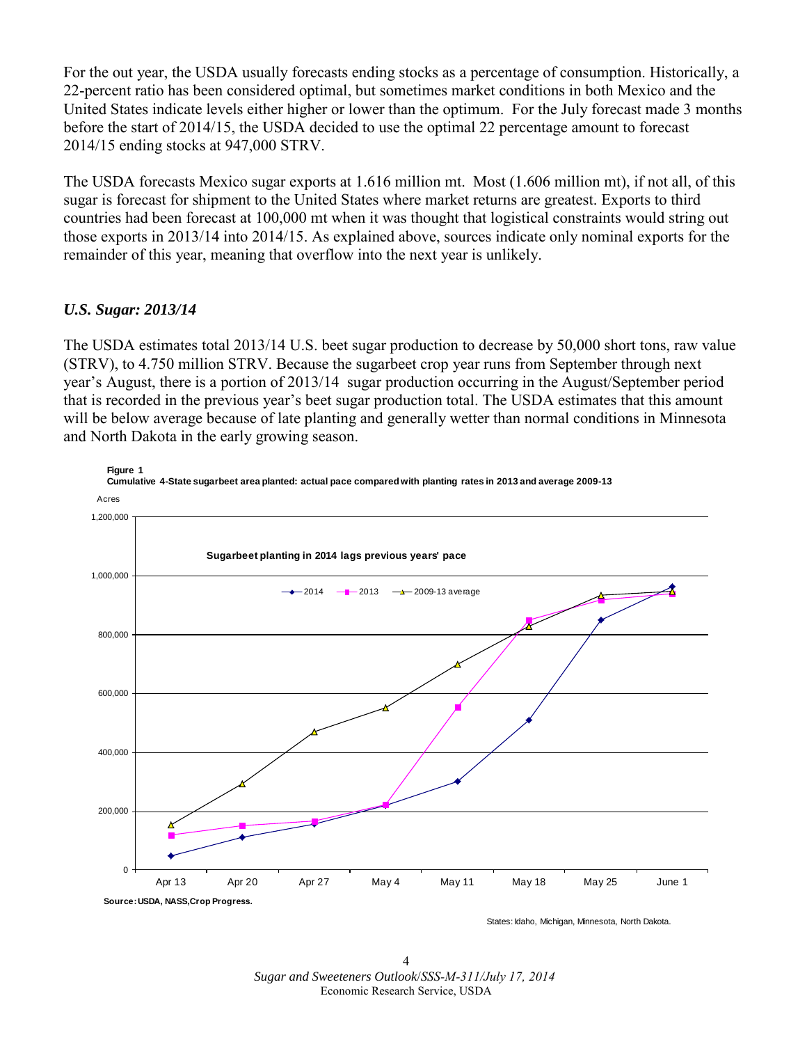For the out year, the USDA usually forecasts ending stocks as a percentage of consumption. Historically, a 22-percent ratio has been considered optimal, but sometimes market conditions in both Mexico and the United States indicate levels either higher or lower than the optimum. For the July forecast made 3 months before the start of 2014/15, the USDA decided to use the optimal 22 percentage amount to forecast 2014/15 ending stocks at 947,000 STRV.

The USDA forecasts Mexico sugar exports at 1.616 million mt. Most (1.606 million mt), if not all, of this sugar is forecast for shipment to the United States where market returns are greatest. Exports to third countries had been forecast at 100,000 mt when it was thought that logistical constraints would string out those exports in 2013/14 into 2014/15. As explained above, sources indicate only nominal exports for the remainder of this year, meaning that overflow into the next year is unlikely.

### *U.S. Sugar: 2013/14*

The USDA estimates total 2013/14 U.S. beet sugar production to decrease by 50,000 short tons, raw value (STRV), to 4.750 million STRV. Because the sugarbeet crop year runs from September through next year's August, there is a portion of 2013/14 sugar production occurring in the August/September period that is recorded in the previous year's beet sugar production total. The USDA estimates that this amount will be below average because of late planting and generally wetter than normal conditions in Minnesota and North Dakota in the early growing season.

**Figure 1**
**Cumulative 4-State sugarbeet area planted: actual pace compared with planting rates in 2013 and average 2009-13**

Acres

**Sugarbeet planting in 2014 lags previous years' pace**

Legend: 2014, 2013, 2009-13 average

X-axis: Apr 13, Apr 20, Apr 27, May 4, May 11, May 18, May 25, June 1

Y-axis: 0, 200,000, 400,000, 600,000, 800,000, 1,000,000, 1,200,000

**Source: USDA, NASS, Crop Progress.**

States: Idaho, Michigan, Minnesota, North Dakota.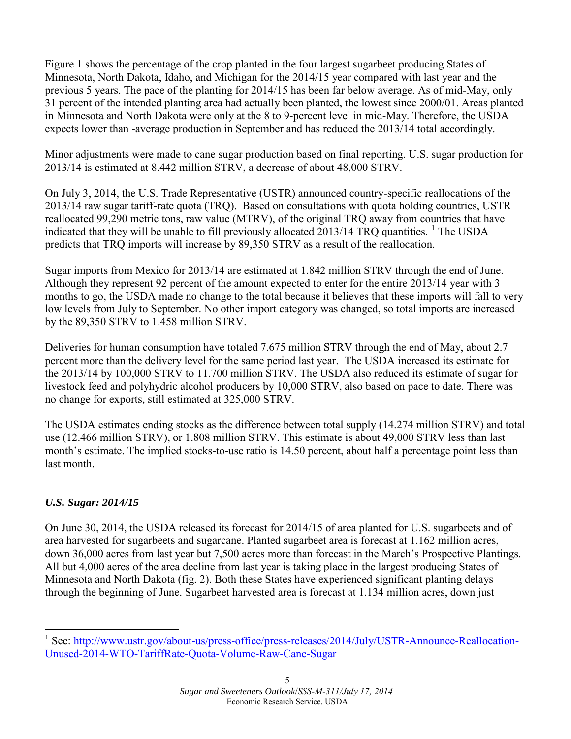Figure 1 shows the percentage of the crop planted in the four largest sugarbeet producing States of Minnesota, North Dakota, Idaho, and Michigan for the 2014/15 year compared with last year and the previous 5 years. The pace of the planting for 2014/15 has been far below average. As of mid-May, only 31 percent of the intended planting area had actually been planted, the lowest since 2000/01. Areas planted in Minnesota and North Dakota were only at the 8 to 9-percent level in mid-May. Therefore, the USDA expects lower than -average production in September and has reduced the 2013/14 total accordingly.

Minor adjustments were made to cane sugar production based on final reporting. U.S. sugar production for 2013/14 is estimated at 8.442 million STRV, a decrease of about 48,000 STRV.

On July 3, 2014, the U.S. Trade Representative (USTR) announced country-specific reallocations of the 2013/14 raw sugar tariff-rate quota (TRQ). Based on consultations with quota holding countries, USTR reallocated 99,290 metric tons, raw value (MTRV), of the original TRQ away from countries that have indicated that they will be unable to fill previously allocated 2013/14 TRQ quantities. [1] The USDA predicts that TRQ imports will increase by 89,350 STRV as a result of the reallocation.

Sugar imports from Mexico for 2013/14 are estimated at 1.842 million STRV through the end of June. Although they represent 92 percent of the amount expected to enter for the entire 2013/14 year with 3 months to go, the USDA made no change to the total because it believes that these imports will fall to very low levels from July to September. No other import category was changed, so total imports are increased by the 89,350 STRV to 1.458 million STRV.

Deliveries for human consumption have totaled 7.675 million STRV through the end of May, about 2.7 percent more than the delivery level for the same period last year. The USDA increased its estimate for the 2013/14 by 100,000 STRV to 11.700 million STRV. The USDA also reduced its estimate of sugar for livestock feed and polyhydric alcohol producers by 10,000 STRV, also based on pace to date. There was no change for exports, still estimated at 325,000 STRV.

The USDA estimates ending stocks as the difference between total supply (14.274 million STRV) and total use (12.466 million STRV), or 1.808 million STRV. This estimate is about 49,000 STRV less than last month's estimate. The implied stocks-to-use ratio is 14.50 percent, about half a percentage point less than last month.

### *U.S. Sugar: 2014/15*

On June 30, 2014, the USDA released its forecast for 2014/15 of area planted for U.S. sugarbeets and of area harvested for sugarbeets and sugarcane. Planted sugarbeet area is forecast at 1.162 million acres, down 36,000 acres from last year but 7,500 acres more than forecast in the March's Prospective Plantings. All but 4,000 acres of the area decline from last year is taking place in the largest producing States of Minnesota and North Dakota (fig. 2). Both these States have experienced significant planting delays through the beginning of June. Sugarbeet harvested area is forecast at 1.134 million acres, down just

---

[1] See: [http://www.ustr.gov/about-us/press-office/press-releases/2014/July/USTR-Announce-Reallocation-Unused-2014-WTO-TariffRate-Quota-Volume-Raw-Cane-Sugar](http://www.ustr.gov/about-us/press-office/press-releases/2014/July/USTR-Announce-Reallocation-Unused-2014-WTO-TariffRate-Quota-Volume-Raw-Cane-Sugar)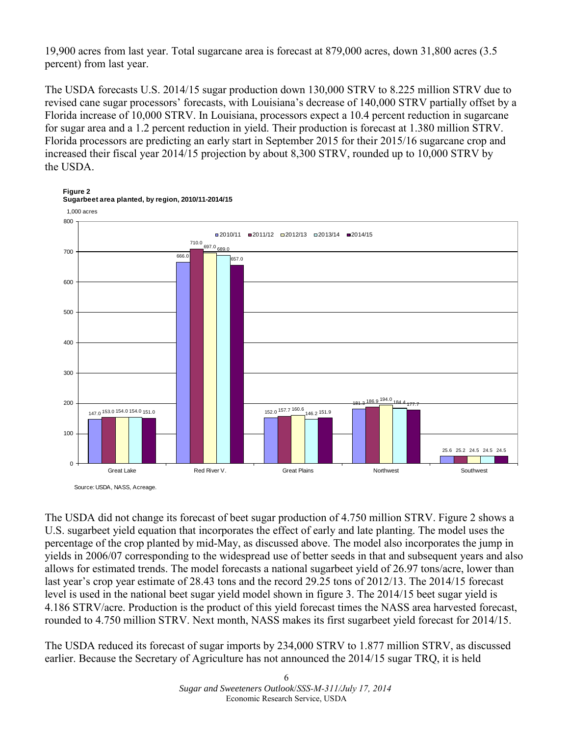19,900 acres from last year. Total sugarcane area is forecast at 879,000 acres, down 31,800 acres (3.5 percent) from last year.

The USDA forecasts U.S. 2014/15 sugar production down 130,000 STRV to 8.225 million STRV due to revised cane sugar processors' forecasts, with Louisiana's decrease of 140,000 STRV partially offset by a Florida increase of 10,000 STRV. In Louisiana, processors expect a 10.4 percent reduction in sugarcane for sugar area and a 1.2 percent reduction in yield. Their production is forecast at 1.380 million STRV. Florida processors are predicting an early start in September 2015 for their 2015/16 sugarcane crop and increased their fiscal year 2014/15 projection by about 8,300 STRV, rounded up to 10,000 STRV by the USDA.

**Figure 2**
**Sugarbeet area planted, by region, 2010/11-2014/15**

1,000 acres

| Region | 2010/11 | 2011/12 | 2012/13 | 2013/14 | 2014/15 |
|---|---|---|---|---|---|
| Great Lake | 147.0 | 153.0 | 154.0 | 154.0 | 151.0 |
| Red River V. | 666.0 | 710.0 | 697.0 | 689.0 | 657.0 |
| Great Plains | 152.0 | 157.7 | 160.6 | 146.2 | 151.9 |
| Northwest | 181.3 | 186.9 | 194.0 | 184.4 | 177.7 |
| Southwest | 25.6 | 25.2 | 24.5 | 24.5 | 24.5 |

Source: USDA, NASS, Acreage.

The USDA did not change its forecast of beet sugar production of 4.750 million STRV. Figure 2 shows a U.S. sugarbeet yield equation that incorporates the effect of early and late planting. The model uses the percentage of the crop planted by mid-May, as discussed above. The model also incorporates the jump in yields in 2006/07 corresponding to the widespread use of better seeds in that and subsequent years and also allows for estimated trends. The model forecasts a national sugarbeet yield of 26.97 tons/acre, lower than last year's crop year estimate of 28.43 tons and the record 29.25 tons of 2012/13. The 2014/15 forecast level is used in the national beet sugar yield model shown in figure 3. The 2014/15 beet sugar yield is 4.186 STRV/acre. Production is the product of this yield forecast times the NASS area harvested forecast, rounded to 4.750 million STRV. Next month, NASS makes its first sugarbeet yield forecast for 2014/15.

The USDA reduced its forecast of sugar imports by 234,000 STRV to 1.877 million STRV, as discussed earlier. Because the Secretary of Agriculture has not announced the 2014/15 sugar TRQ, it is held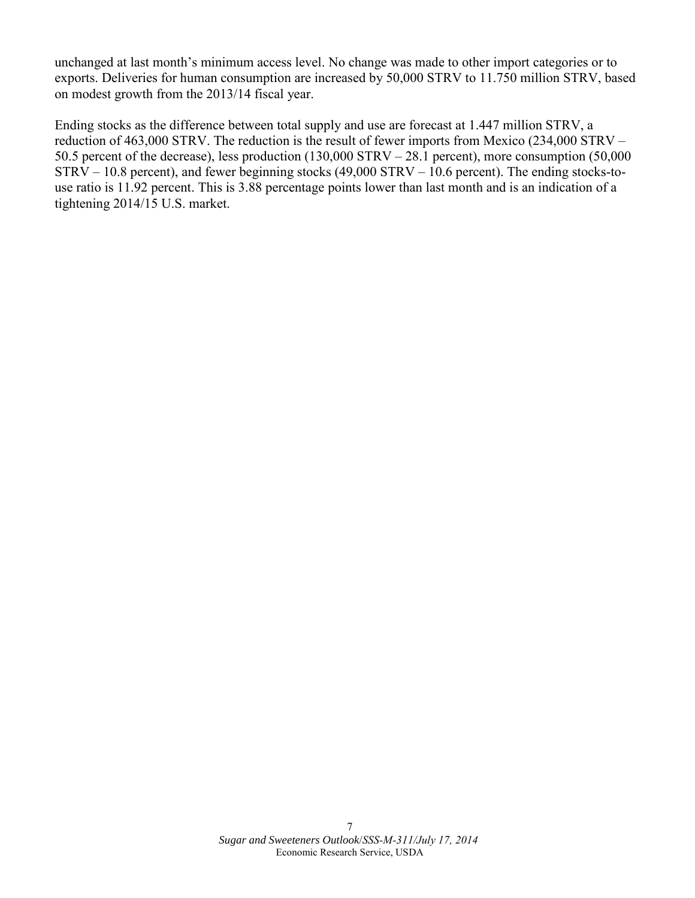unchanged at last month's minimum access level. No change was made to other import categories or to exports. Deliveries for human consumption are increased by 50,000 STRV to 11.750 million STRV, based on modest growth from the 2013/14 fiscal year.

Ending stocks as the difference between total supply and use are forecast at 1.447 million STRV, a reduction of 463,000 STRV. The reduction is the result of fewer imports from Mexico (234,000 STRV – 50.5 percent of the decrease), less production (130,000 STRV – 28.1 percent), more consumption (50,000 STRV – 10.8 percent), and fewer beginning stocks (49,000 STRV – 10.6 percent). The ending stocks-to-use ratio is 11.92 percent. This is 3.88 percentage points lower than last month and is an indication of a tightening 2014/15 U.S. market.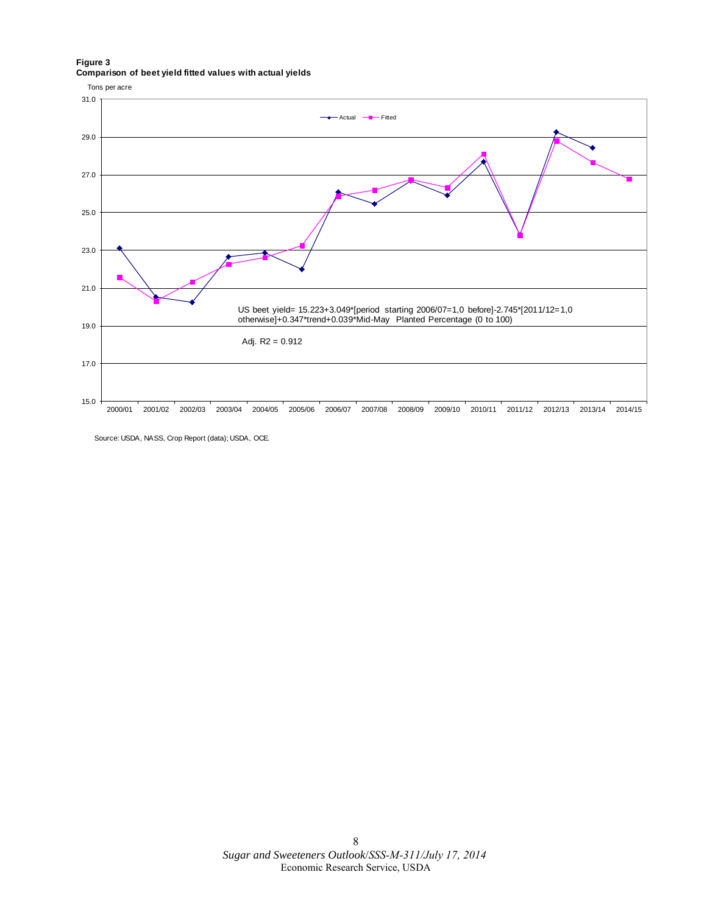**Figure 3**
**Comparison of beet yield fitted values with actual yields**

Tons per acre

Actual — Fitted

US beet yield= 15.223+3.049*[period starting 2006/07=1,0 before]-2.745*[2011/12=1,0 otherwise]+0.347*trend+0.039*Mid-May Planted Percentage (0 to 100)

Adj. R2 = 0.912

Source: USDA, NASS, Crop Report (data); USDA, OCE.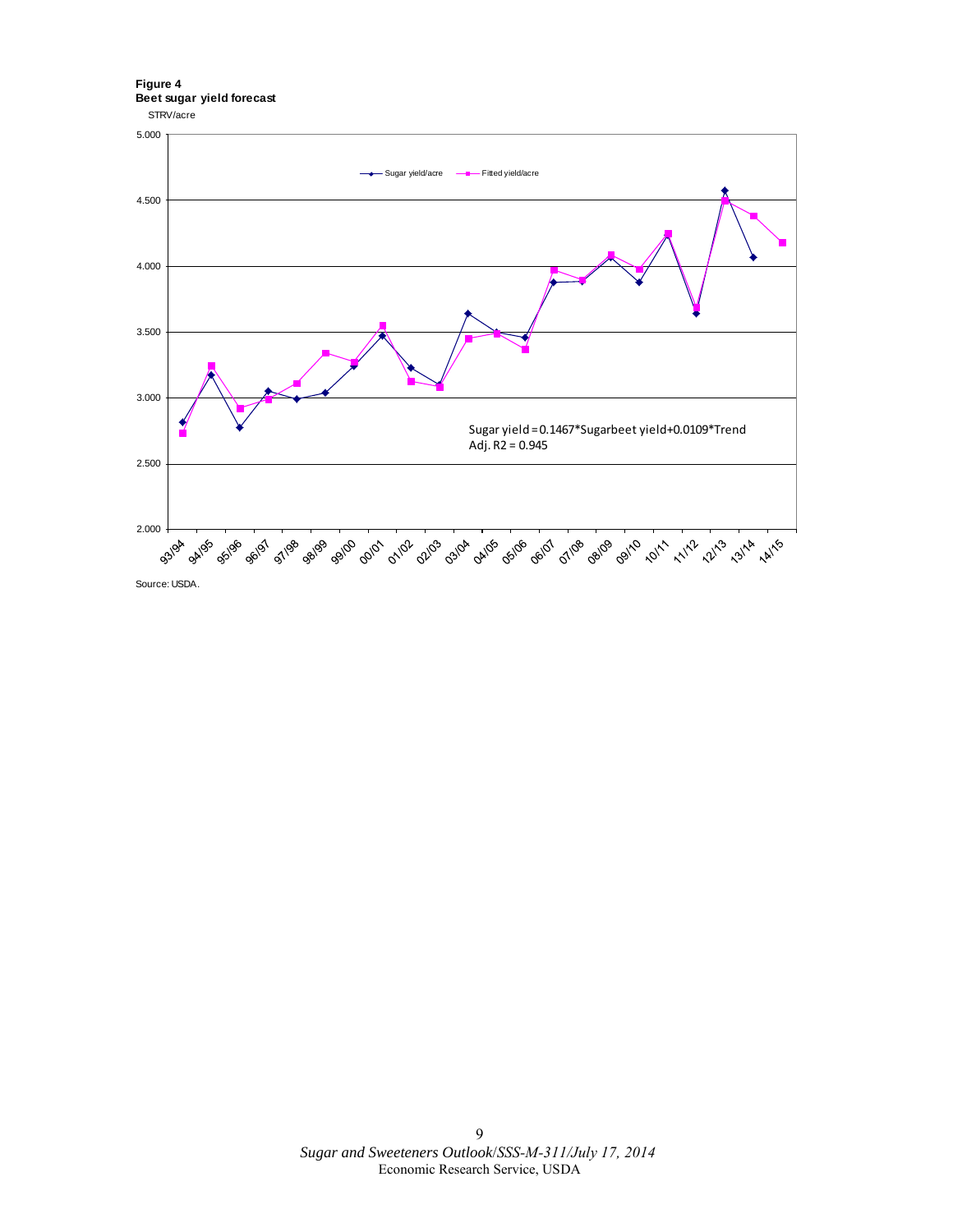**Figure 4**
**Beet sugar yield forecast**

STRV/acre

Sugar yield = 0.1467*Sugarbeet yield + 0.0109*Trend
Adj. R2 = 0.945

Source: USDA.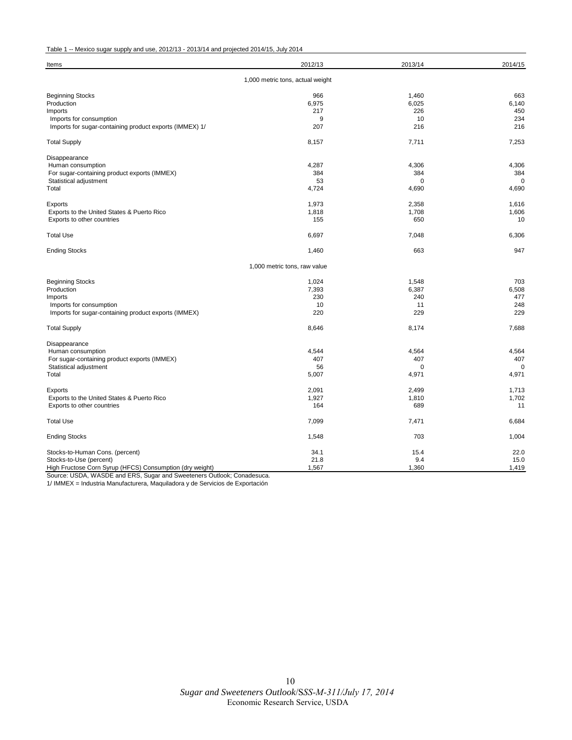Table 1 -- Mexico sugar supply and use, 2012/13 - 2013/14 and projected 2014/15, July 2014

| Items | 2012/13 | 2013/14 | 2014/15 |
|---|---|---|---|
| | 1,000 metric tons, actual weight | | |
| Beginning Stocks | 966 | 1,460 | 663 |
| Production | 6,975 | 6,025 | 6,140 |
| Imports | 217 | 226 | 450 |
| Imports for consumption | 9 | 10 | 234 |
| Imports for sugar-containing product exports (IMMEX) 1/ | 207 | 216 | 216 |
| Total Supply | 8,157 | 7,711 | 7,253 |
| Disappearance | | | |
| Human consumption | 4,287 | 4,306 | 4,306 |
| For sugar-containing product exports (IMMEX) | 384 | 384 | 384 |
| Statistical adjustment | 53 | 0 | 0 |
| Total | 4,724 | 4,690 | 4,690 |
| Exports | 1,973 | 2,358 | 1,616 |
| Exports to the United States & Puerto Rico | 1,818 | 1,708 | 1,606 |
| Exports to other countries | 155 | 650 | 10 |
| Total Use | 6,697 | 7,048 | 6,306 |
| Ending Stocks | 1,460 | 663 | 947 |
| | 1,000 metric tons, raw value | | |
| Beginning Stocks | 1,024 | 1,548 | 703 |
| Production | 7,393 | 6,387 | 6,508 |
| Imports | 230 | 240 | 477 |
| Imports for consumption | 10 | 11 | 248 |
| Imports for sugar-containing product exports (IMMEX) | 220 | 229 | 229 |
| Total Supply | 8,646 | 8,174 | 7,688 |
| Disappearance | | | |
| Human consumption | 4,544 | 4,564 | 4,564 |
| For sugar-containing product exports (IMMEX) | 407 | 407 | 407 |
| Statistical adjustment | 56 | 0 | 0 |
| Total | 5,007 | 4,971 | 4,971 |
| Exports | 2,091 | 2,499 | 1,713 |
| Exports to the United States & Puerto Rico | 1,927 | 1,810 | 1,702 |
| Exports to other countries | 164 | 689 | 11 |
| Total Use | 7,099 | 7,471 | 6,684 |
| Ending Stocks | 1,548 | 703 | 1,004 |
| Stocks-to-Human Cons. (percent) | 34.1 | 15.4 | 22.0 |
| Stocks-to-Use (percent) | 21.8 | 9.4 | 15.0 |
| High Fructose Corn Syrup (HFCS) Consumption (dry weight) | 1,567 | 1,360 | 1,419 |

Source: USDA, WASDE and ERS, Sugar and Sweeteners Outlook; Conadesuca.

1/ IMMEX = Industria Manufacturera, Maquiladora y de Servicios de Exportación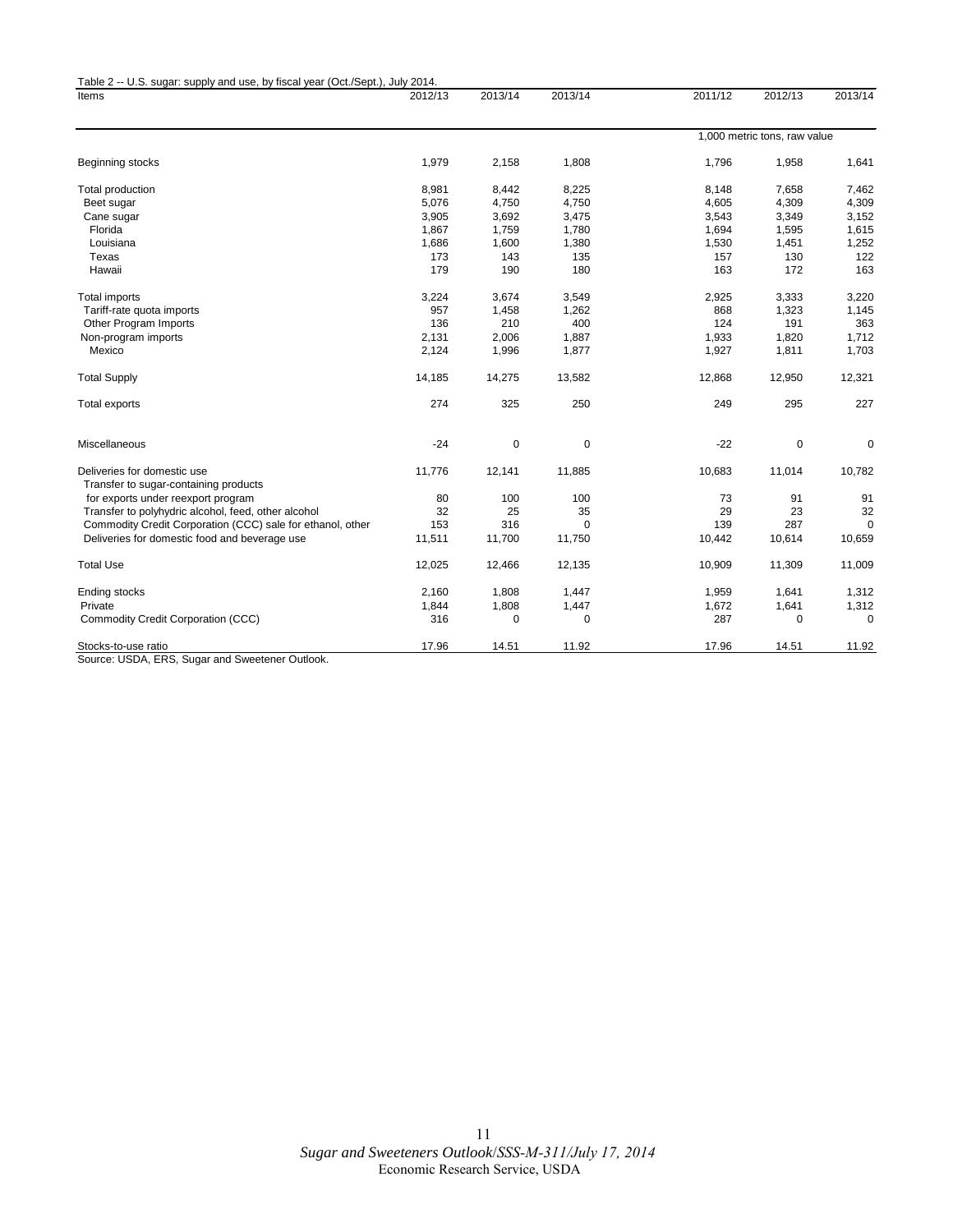Table 2 -- U.S. sugar: supply and use, by fiscal year (Oct./Sept.), July 2014.

| Items | 2012/13 | 2013/14 | 2013/14 | 2011/12 | 2012/13 | 2013/14 |
|---|---|---|---|---|---|---|
| | | | | 1,000 metric tons, raw value | | |
| Beginning stocks | 1,979 | 2,158 | 1,808 | 1,796 | 1,958 | 1,641 |
| Total production | 8,981 | 8,442 | 8,225 | 8,148 | 7,658 | 7,462 |
| Beet sugar | 5,076 | 4,750 | 4,750 | 4,605 | 4,309 | 4,309 |
| Cane sugar | 3,905 | 3,692 | 3,475 | 3,543 | 3,349 | 3,152 |
| Florida | 1,867 | 1,759 | 1,780 | 1,694 | 1,595 | 1,615 |
| Louisiana | 1,686 | 1,600 | 1,380 | 1,530 | 1,451 | 1,252 |
| Texas | 173 | 143 | 135 | 157 | 130 | 122 |
| Hawaii | 179 | 190 | 180 | 163 | 172 | 163 |
| Total imports | 3,224 | 3,674 | 3,549 | 2,925 | 3,333 | 3,220 |
| Tariff-rate quota imports | 957 | 1,458 | 1,262 | 868 | 1,323 | 1,145 |
| Other Program Imports | 136 | 210 | 400 | 124 | 191 | 363 |
| Non-program imports | 2,131 | 2,006 | 1,887 | 1,933 | 1,820 | 1,712 |
| Mexico | 2,124 | 1,996 | 1,877 | 1,927 | 1,811 | 1,703 |
| Total Supply | 14,185 | 14,275 | 13,582 | 12,868 | 12,950 | 12,321 |
| Total exports | 274 | 325 | 250 | 249 | 295 | 227 |
| Miscellaneous | -24 | 0 | 0 | -22 | 0 | 0 |
| Deliveries for domestic use | 11,776 | 12,141 | 11,885 | 10,683 | 11,014 | 10,782 |
| Transfer to sugar-containing products for exports under reexport program | 80 | 100 | 100 | 73 | 91 | 91 |
| Transfer to polyhydric alcohol, feed, other alcohol | 32 | 25 | 35 | 29 | 23 | 32 |
| Commodity Credit Corporation (CCC) sale for ethanol, other | 153 | 316 | 0 | 139 | 287 | 0 |
| Deliveries for domestic food and beverage use | 11,511 | 11,700 | 11,750 | 10,442 | 10,614 | 10,659 |
| Total Use | 12,025 | 12,466 | 12,135 | 10,909 | 11,309 | 11,009 |
| Ending stocks | 2,160 | 1,808 | 1,447 | 1,959 | 1,641 | 1,312 |
| Private | 1,844 | 1,808 | 1,447 | 1,672 | 1,641 | 1,312 |
| Commodity Credit Corporation (CCC) | 316 | 0 | 0 | 287 | 0 | 0 |
| Stocks-to-use ratio | 17.96 | 14.51 | 11.92 | 17.96 | 14.51 | 11.92 |

Source: USDA, ERS, Sugar and Sweetener Outlook.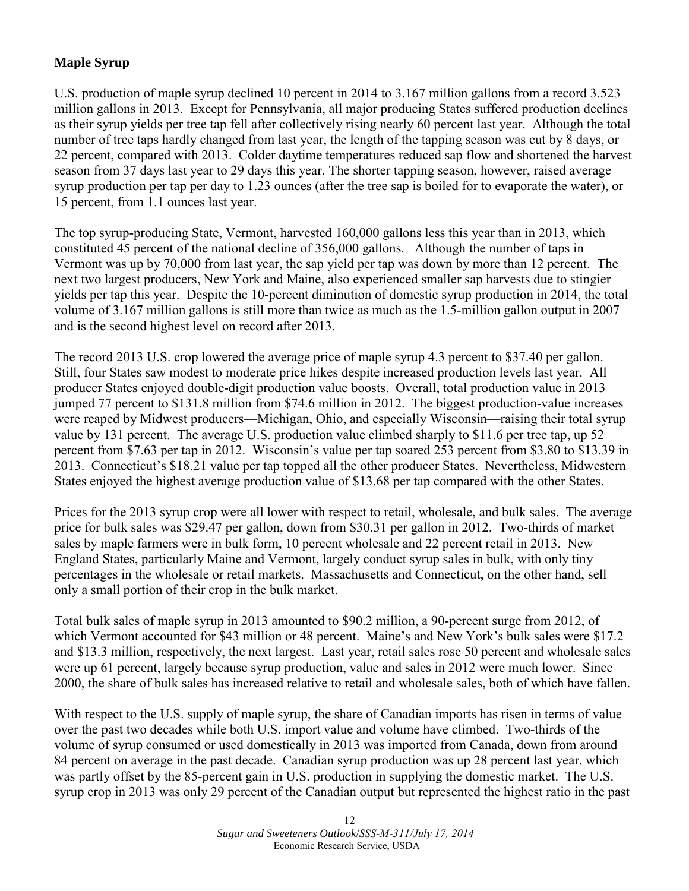## Maple Syrup

U.S. production of maple syrup declined 10 percent in 2014 to 3.167 million gallons from a record 3.523 million gallons in 2013. Except for Pennsylvania, all major producing States suffered production declines as their syrup yields per tree tap fell after collectively rising nearly 60 percent last year. Although the total number of tree taps hardly changed from last year, the length of the tapping season was cut by 8 days, or 22 percent, compared with 2013. Colder daytime temperatures reduced sap flow and shortened the harvest season from 37 days last year to 29 days this year. The shorter tapping season, however, raised average syrup production per tap per day to 1.23 ounces (after the tree sap is boiled for to evaporate the water), or 15 percent, from 1.1 ounces last year.

The top syrup-producing State, Vermont, harvested 160,000 gallons less this year than in 2013, which constituted 45 percent of the national decline of 356,000 gallons. Although the number of taps in Vermont was up by 70,000 from last year, the sap yield per tap was down by more than 12 percent. The next two largest producers, New York and Maine, also experienced smaller sap harvests due to stingier yields per tap this year. Despite the 10-percent diminution of domestic syrup production in 2014, the total volume of 3.167 million gallons is still more than twice as much as the 1.5-million gallon output in 2007 and is the second highest level on record after 2013.

The record 2013 U.S. crop lowered the average price of maple syrup 4.3 percent to $37.40 per gallon. Still, four States saw modest to moderate price hikes despite increased production levels last year. All producer States enjoyed double-digit production value boosts. Overall, total production value in 2013 jumped 77 percent to $131.8 million from $74.6 million in 2012. The biggest production-value increases were reaped by Midwest producers—Michigan, Ohio, and especially Wisconsin—raising their total syrup value by 131 percent. The average U.S. production value climbed sharply to $11.6 per tree tap, up 52 percent from $7.63 per tap in 2012. Wisconsin's value per tap soared 253 percent from $3.80 to $13.39 in 2013. Connecticut's $18.21 value per tap topped all the other producer States. Nevertheless, Midwestern States enjoyed the highest average production value of $13.68 per tap compared with the other States.

Prices for the 2013 syrup crop were all lower with respect to retail, wholesale, and bulk sales. The average price for bulk sales was $29.47 per gallon, down from $30.31 per gallon in 2012. Two-thirds of market sales by maple farmers were in bulk form, 10 percent wholesale and 22 percent retail in 2013. New England States, particularly Maine and Vermont, largely conduct syrup sales in bulk, with only tiny percentages in the wholesale or retail markets. Massachusetts and Connecticut, on the other hand, sell only a small portion of their crop in the bulk market.

Total bulk sales of maple syrup in 2013 amounted to $90.2 million, a 90-percent surge from 2012, of which Vermont accounted for $43 million or 48 percent. Maine's and New York's bulk sales were $17.2 and $13.3 million, respectively, the next largest. Last year, retail sales rose 50 percent and wholesale sales were up 61 percent, largely because syrup production, value and sales in 2012 were much lower. Since 2000, the share of bulk sales has increased relative to retail and wholesale sales, both of which have fallen.

With respect to the U.S. supply of maple syrup, the share of Canadian imports has risen in terms of value over the past two decades while both U.S. import value and volume have climbed. Two-thirds of the volume of syrup consumed or used domestically in 2013 was imported from Canada, down from around 84 percent on average in the past decade. Canadian syrup production was up 28 percent last year, which was partly offset by the 85-percent gain in U.S. production in supplying the domestic market. The U.S. syrup crop in 2013 was only 29 percent of the Canadian output but represented the highest ratio in the past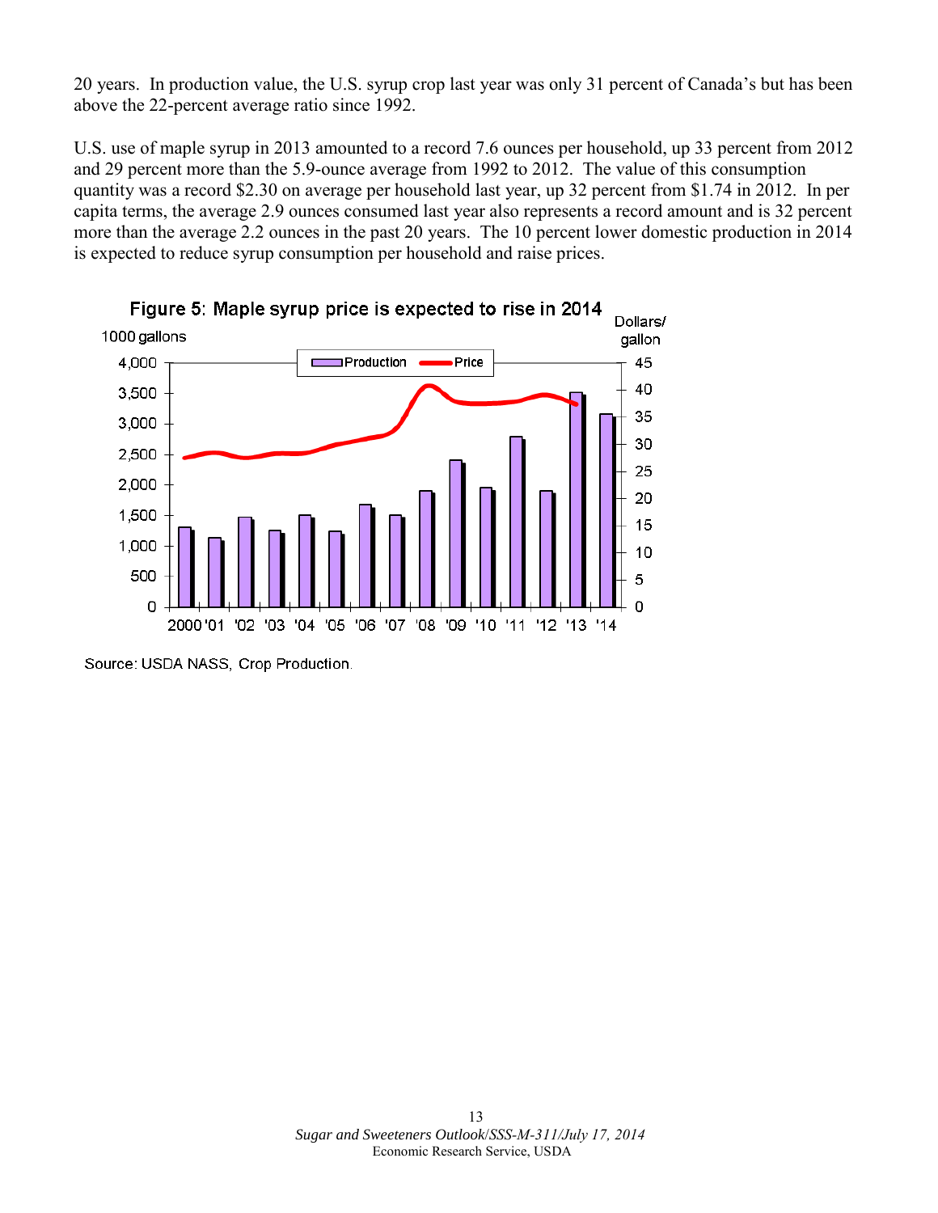20 years. In production value, the U.S. syrup crop last year was only 31 percent of Canada's but has been above the 22-percent average ratio since 1992.

U.S. use of maple syrup in 2013 amounted to a record 7.6 ounces per household, up 33 percent from 2012 and 29 percent more than the 5.9-ounce average from 1992 to 2012. The value of this consumption quantity was a record $2.30 on average per household last year, up 32 percent from $1.74 in 2012. In per capita terms, the average 2.9 ounces consumed last year also represents a record amount and is 32 percent more than the average 2.2 ounces in the past 20 years. The 10 percent lower domestic production in 2014 is expected to reduce syrup consumption per household and raise prices.

**Figure 5: Maple syrup price is expected to rise in 2014**

Source: USDA NASS, Crop Production.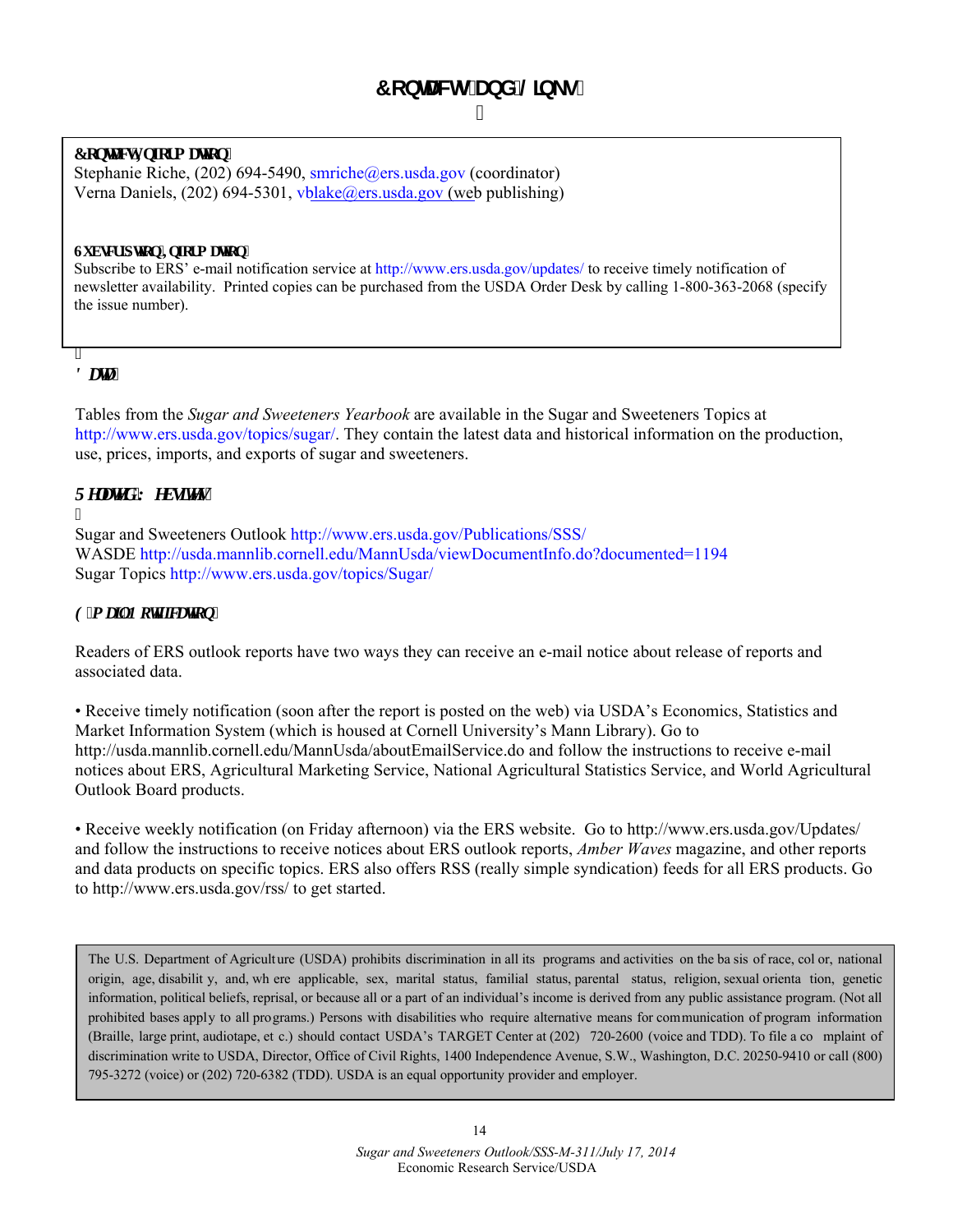# Contact and Links

**Contact Information**

Stephanie Riche, (202) 694-5490, smriche@ers.usda.gov (coordinator)
Verna Daniels, (202) 694-5301, vblake@ers.usda.gov (web publishing)

**Subscription Information**

Subscribe to ERS' e-mail notification service at http://www.ers.usda.gov/updates/ to receive timely notification of newsletter availability. Printed copies can be purchased from the USDA Order Desk by calling 1-800-363-2068 (specify the issue number).

***Data***

Tables from the *Sugar and Sweeteners Yearbook* are available in the Sugar and Sweeteners Topics at http://www.ers.usda.gov/topics/sugar/. They contain the latest data and historical information on the production, use, prices, imports, and exports of sugar and sweeteners.

***Related Websites***

Sugar and Sweeteners Outlook http://www.ers.usda.gov/Publications/SSS/
WASDE http://usda.mannlib.cornell.edu/MannUsda/viewDocumentInfo.do?documented=1194
Sugar Topics http://www.ers.usda.gov/topics/Sugar/

***E-mail Notification***

Readers of ERS outlook reports have two ways they can receive an e-mail notice about release of reports and associated data.

• Receive timely notification (soon after the report is posted on the web) via USDA's Economics, Statistics and Market Information System (which is housed at Cornell University's Mann Library). Go to http://usda.mannlib.cornell.edu/MannUsda/aboutEmailService.do and follow the instructions to receive e-mail notices about ERS, Agricultural Marketing Service, National Agricultural Statistics Service, and World Agricultural Outlook Board products.

• Receive weekly notification (on Friday afternoon) via the ERS website. Go to http://www.ers.usda.gov/Updates/ and follow the instructions to receive notices about ERS outlook reports, *Amber Waves* magazine, and other reports and data products on specific topics. ERS also offers RSS (really simple syndication) feeds for all ERS products. Go to http://www.ers.usda.gov/rss/ to get started.

The U.S. Department of Agriculture (USDA) prohibits discrimination in all its programs and activities on the basis of race, color, national origin, age, disability, and, where applicable, sex, marital status, familial status, parental status, religion, sexual orientation, genetic information, political beliefs, reprisal, or because all or a part of an individual's income is derived from any public assistance program. (Not all prohibited bases apply to all programs.) Persons with disabilities who require alternative means for communication of program information (Braille, large print, audiotape, etc.) should contact USDA's TARGET Center at (202) 720-2600 (voice and TDD). To file a complaint of discrimination write to USDA, Director, Office of Civil Rights, 1400 Independence Avenue, S.W., Washington, D.C. 20250-9410 or call (800) 795-3272 (voice) or (202) 720-6382 (TDD). USDA is an equal opportunity provider and employer.